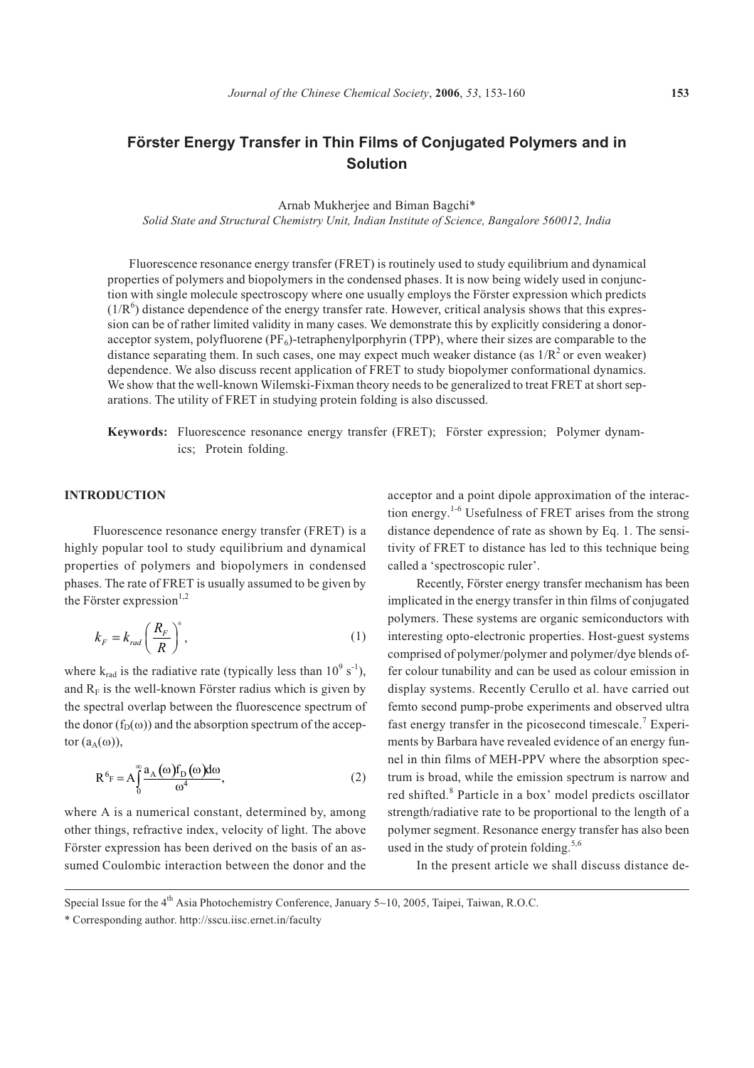# Förster Energy Transfer in Thin Films of Conjugated Polymers and in Solution

Arnab Mukherjee and Biman Bagchi*

*Solid State and Structural Chemistry Unit, Indian Institute of Science, Bangalore 560012, India*

Fluorescence resonance energy transfer (FRET) is routinely used to study equilibrium and dynamical properties of polymers and biopolymers in the condensed phases. It is now being widely used in conjunction with single molecule spectroscopy where one usually employs the Förster expression which predicts ($1/R^6$) distance dependence of the energy transfer rate. However, critical analysis shows that this expression can be of rather limited validity in many cases. We demonstrate this by explicitly considering a donor-acceptor system, polyfluorene ($PF_6$)-tetraphenylporphyrin (TPP), where their sizes are comparable to the distance separating them. In such cases, one may expect much weaker distance (as $1/R^2$ or even weaker) dependence. We also discuss recent application of FRET to study biopolymer conformational dynamics. We show that the well-known Wilemski-Fixman theory needs to be generalized to treat FRET at short separations. The utility of FRET in studying protein folding is also discussed.

**Keywords:** Fluorescence resonance energy transfer (FRET); Förster expression; Polymer dynamics; Protein folding.

## INTRODUCTION

Fluorescence resonance energy transfer (FRET) is a highly popular tool to study equilibrium and dynamical properties of polymers and biopolymers in condensed phases. The rate of FRET is usually assumed to be given by the Förster expression[1,2]

$$k_F = k_{rad}\left(\frac{R_F}{R}\right)^6, \tag{1}$$

where $k_{rad}$ is the radiative rate (typically less than $10^9$ $s^{-1}$), and $R_F$ is the well-known Förster radius which is given by the spectral overlap between the fluorescence spectrum of the donor ($f_D(\omega)$) and the absorption spectrum of the acceptor ($a_A(\omega)$),

$$R^6{}_F = A\int_0^\infty \frac{a_A(\omega) f_D(\omega) d\omega}{\omega^4}, \tag{2}$$

where A is a numerical constant, determined by, among other things, refractive index, velocity of light. The above Förster expression has been derived on the basis of an assumed Coulombic interaction between the donor and the acceptor and a point dipole approximation of the interaction energy.[1-6] Usefulness of FRET arises from the strong distance dependence of rate as shown by Eq. 1. The sensitivity of FRET to distance has led to this technique being called a 'spectroscopic ruler'.

Recently, Förster energy transfer mechanism has been implicated in the energy transfer in thin films of conjugated polymers. These systems are organic semiconductors with interesting opto-electronic properties. Host-guest systems comprised of polymer/polymer and polymer/dye blends offer colour tunability and can be used as colour emission in display systems. Recently Cerullo et al. have carried out femto second pump-probe experiments and observed ultra fast energy transfer in the picosecond timescale.[7] Experiments by Barbara have revealed evidence of an energy funnel in thin films of MEH-PPV where the absorption spectrum is broad, while the emission spectrum is narrow and red shifted.[8] Particle in a box' model predicts oscillator strength/radiative rate to be proportional to the length of a polymer segment. Resonance energy transfer has also been used in the study of protein folding.[5,6]

In the present article we shall discuss distance de-

Special Issue for the 4[th] Asia Photochemistry Conference, January 5~10, 2005, Taipei, Taiwan, R.O.C.

* Corresponding author. http://sscu.iisc.ernet.in/faculty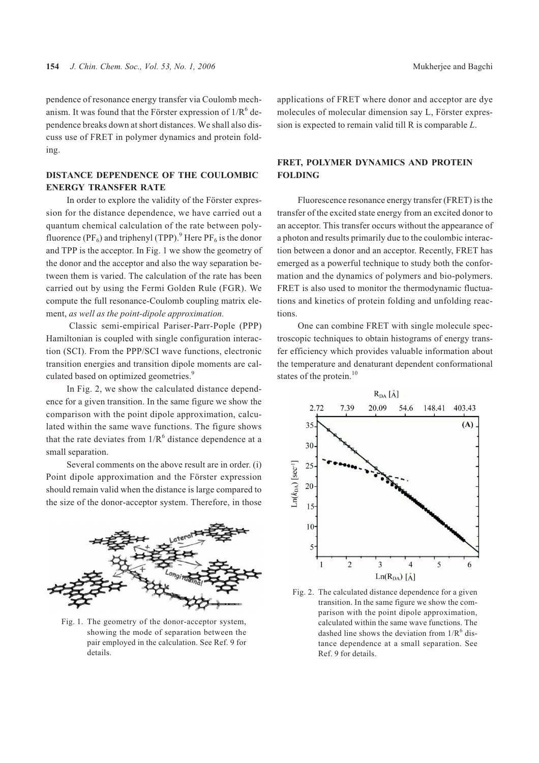pendence of resonance energy transfer via Coulomb mechanism. It was found that the Förster expression of $1/R^6$ dependence breaks down at short distances. We shall also discuss use of FRET in polymer dynamics and protein folding.

## DISTANCE DEPENDENCE OF THE COULOMBIC ENERGY TRANSFER RATE

In order to explore the validity of the Förster expression for the distance dependence, we have carried out a quantum chemical calculation of the rate between polyfluorence ($PF_6$) and triphenyl (TPP).[9] Here $PF_6$ is the donor and TPP is the acceptor. In Fig. 1 we show the geometry of the donor and the acceptor and also the way separation between them is varied. The calculation of the rate has been carried out by using the Fermi Golden Rule (FGR). We compute the full resonance-Coulomb coupling matrix element, *as well as the point-dipole approximation.*

Classic semi-empirical Pariser-Parr-Pople (PPP) Hamiltonian is coupled with single configuration interaction (SCI). From the PPP/SCI wave functions, electronic transition energies and transition dipole moments are calculated based on optimized geometries.[9]

In Fig. 2, we show the calculated distance dependence for a given transition. In the same figure we show the comparison with the point dipole approximation, calculated within the same wave functions. The figure shows that the rate deviates from $1/R^6$ distance dependence at a small separation.

Several comments on the above result are in order. (i) Point dipole approximation and the Förster expression should remain valid when the distance is large compared to the size of the donor-acceptor system. Therefore, in those applications of FRET where donor and acceptor are dye molecules of molecular dimension say L, Förster expression is expected to remain valid till R is comparable *L*.

Fig. 1. The geometry of the donor-acceptor system, showing the mode of separation between the pair employed in the calculation. See Ref. 9 for details.

## FRET, POLYMER DYNAMICS AND PROTEIN FOLDING

Fluorescence resonance energy transfer (FRET) is the transfer of the excited state energy from an excited donor to an acceptor. This transfer occurs without the appearance of a photon and results primarily due to the coulombic interaction between a donor and an acceptor. Recently, FRET has emerged as a powerful technique to study both the conformation and the dynamics of polymers and bio-polymers. FRET is also used to monitor the thermodynamic fluctuations and kinetics of protein folding and unfolding reactions.

One can combine FRET with single molecule spectroscopic techniques to obtain histograms of energy transfer efficiency which provides valuable information about the temperature and denaturant dependent conformational states of the protein.[10]

Fig. 2. The calculated distance dependence for a given transition. In the same figure we show the comparison with the point dipole approximation, calculated within the same wave functions. The dashed line shows the deviation from $1/R^6$ distance dependence at a small separation. See Ref. 9 for details.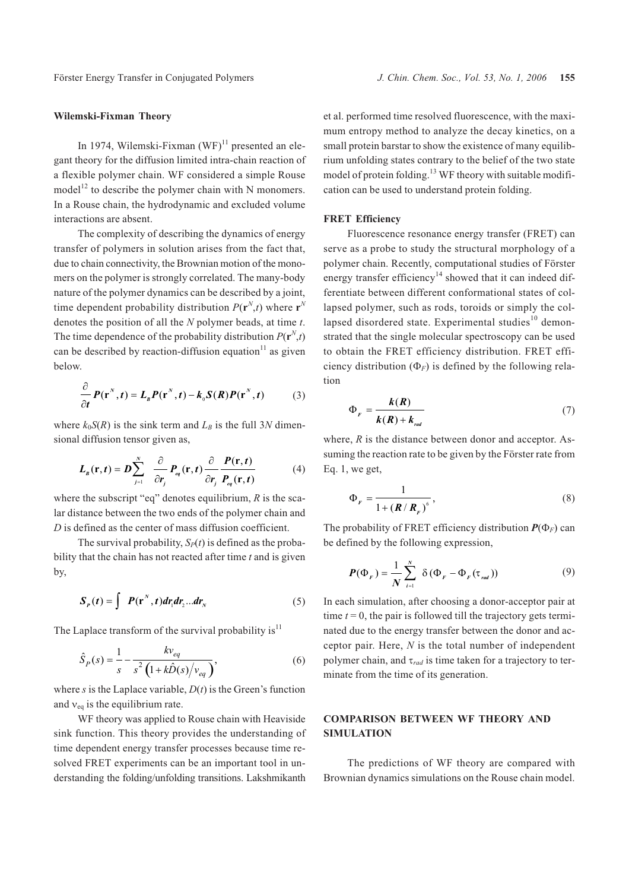### Wilemski-Fixman Theory

In 1974, Wilemski-Fixman (WF)[11] presented an elegant theory for the diffusion limited intra-chain reaction of a flexible polymer chain. WF considered a simple Rouse model[12] to describe the polymer chain with N monomers. In a Rouse chain, the hydrodynamic and excluded volume interactions are absent.

The complexity of describing the dynamics of energy transfer of polymers in solution arises from the fact that, due to chain connectivity, the Brownian motion of the monomers on the polymer is strongly correlated. The many-body nature of the polymer dynamics can be described by a joint, time dependent probability distribution $P(\mathbf{r}^N,t)$ where $\mathbf{r}^N$ denotes the position of all the $N$ polymer beads, at time $t$. The time dependence of the probability distribution $P(\mathbf{r}^N,t)$ can be described by reaction-diffusion equation[11] as given below.

$$\frac{\partial}{\partial t} P(\mathbf{r}^N, t) = L_B P(\mathbf{r}^N, t) - k_0 S(R) P(\mathbf{r}^N, t) \tag{3}$$

where $k_0S(R)$ is the sink term and $L_B$ is the full $3N$ dimensional diffusion tensor given as,

$$L_B(\mathbf{r}, t) = D \sum_{j=1}^{N} \frac{\partial}{\partial r_j} P_{eq}(\mathbf{r}, t) \frac{\partial}{\partial r_j} \frac{P(\mathbf{r}, t)}{P_{eq}(\mathbf{r}, t)} \tag{4}$$

where the subscript "eq" denotes equilibrium, $R$ is the scalar distance between the two ends of the polymer chain and $D$ is defined as the center of mass diffusion coefficient.

The survival probability, $S_P(t)$ is defined as the probability that the chain has not reacted after time $t$ and is given by,

$$S_P(t) = \int P(\mathbf{r}^N, t) dr_1 dr_2 \ldots dr_N \tag{5}$$

The Laplace transform of the survival probability is[11]

$$\hat{S}_P(s) = \frac{1}{s} - \frac{k v_{eq}}{s^2 \left(1 + k\hat{D}(s) / v_{eq}\right)}, \tag{6}$$

where $s$ is the Laplace variable, $D(t)$ is the Green's function and $\nu_{eq}$ is the equilibrium rate.

WF theory was applied to Rouse chain with Heaviside sink function. This theory provides the understanding of time dependent energy transfer processes because time resolved FRET experiments can be an important tool in understanding the folding/unfolding transitions. Lakshmikanth et al. performed time resolved fluorescence, with the maximum entropy method to analyze the decay kinetics, on a small protein barstar to show the existence of many equilibrium unfolding states contrary to the belief of the two state model of protein folding.[13] WF theory with suitable modification can be used to understand protein folding.

### FRET Efficiency

Fluorescence resonance energy transfer (FRET) can serve as a probe to study the structural morphology of a polymer chain. Recently, computational studies of Förster energy transfer efficiency[14] showed that it can indeed differentiate between different conformational states of collapsed polymer, such as rods, toroids or simply the collapsed disordered state. Experimental studies[10] demonstrated that the single molecular spectroscopy can be used to obtain the FRET efficiency distribution. FRET efficiency distribution ($\Phi_F$) is defined by the following relation

$$\Phi_F = \frac{k(R)}{k(R) + k_{rad}} \tag{7}$$

where, $R$ is the distance between donor and acceptor. Assuming the reaction rate to be given by the Förster rate from Eq. 1, we get,

$$\Phi_F = \frac{1}{1 + (R / R_F)^6}, \tag{8}$$

The probability of FRET efficiency distribution $P(\Phi_F)$ can be defined by the following expression,

$$P(\Phi_F) = \frac{1}{N} \sum_{i=1}^{N} \delta(\Phi_F - \Phi_F(\tau_{rad})) \tag{9}$$

In each simulation, after choosing a donor-acceptor pair at time $t = 0$, the pair is followed till the trajectory gets terminated due to the energy transfer between the donor and acceptor pair. Here, $N$ is the total number of independent polymer chain, and $\tau_{rad}$ is time taken for a trajectory to terminate from the time of its generation.

## COMPARISON BETWEEN WF THEORY AND SIMULATION

The predictions of WF theory are compared with Brownian dynamics simulations on the Rouse chain model.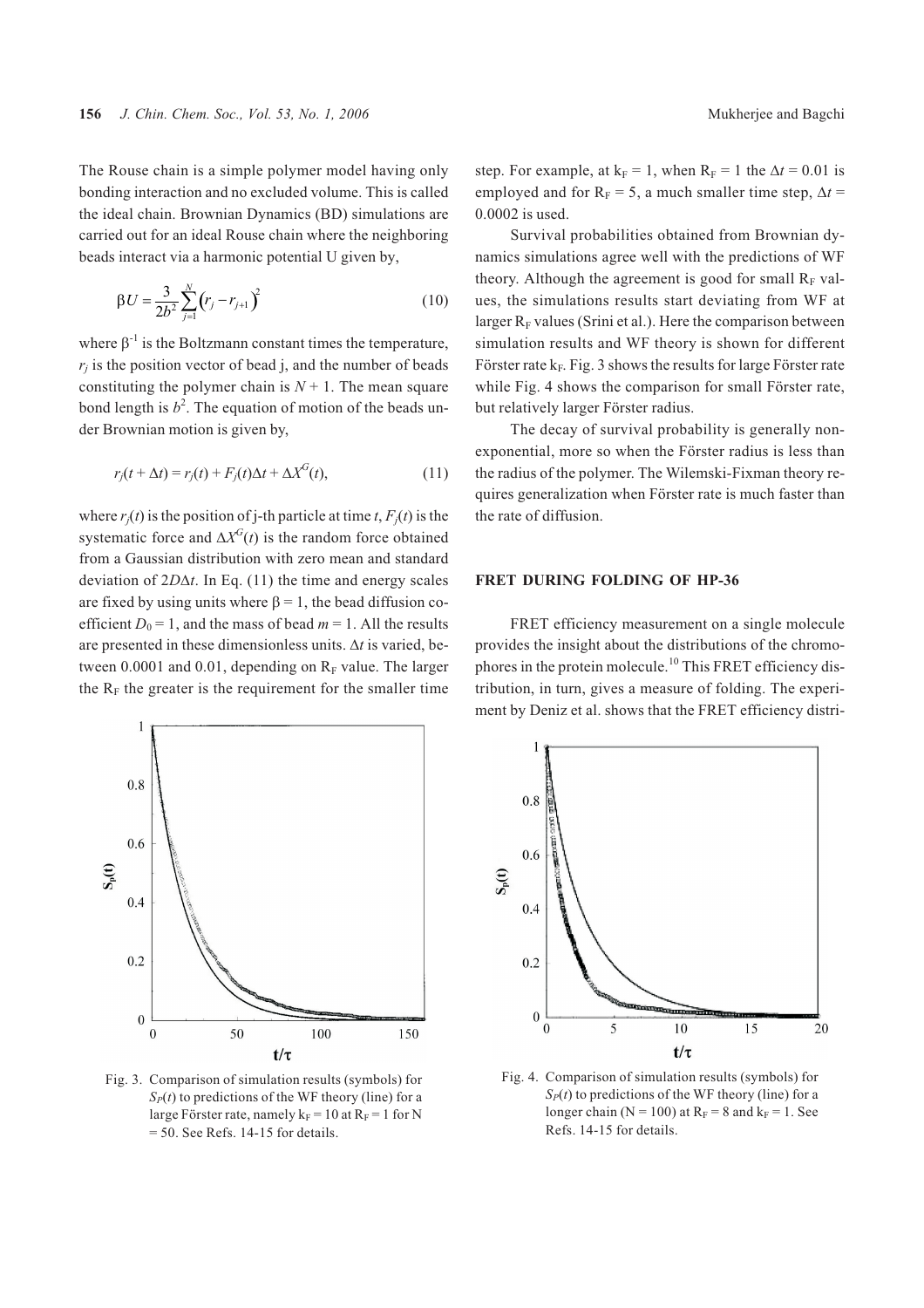The Rouse chain is a simple polymer model having only bonding interaction and no excluded volume. This is called the ideal chain. Brownian Dynamics (BD) simulations are carried out for an ideal Rouse chain where the neighboring beads interact via a harmonic potential U given by,

$$\beta U = \frac{3}{2b^2}\sum_{j=1}^{N}\left(r_j - r_{j+1}\right)^2 \tag{10}$$

where $\beta^{-1}$ is the Boltzmann constant times the temperature, $r_j$ is the position vector of bead j, and the number of beads constituting the polymer chain is $N + 1$. The mean square bond length is $b^2$. The equation of motion of the beads under Brownian motion is given by,

$$r_j(t + \Delta t) = r_j(t) + F_j(t)\Delta t + \Delta X^G(t), \tag{11}$$

where $r_j(t)$ is the position of j-th particle at time $t$, $F_j(t)$ is the systematic force and $\Delta X^G(t)$ is the random force obtained from a Gaussian distribution with zero mean and standard deviation of $2D\Delta t$. In Eq. (11) the time and energy scales are fixed by using units where $\beta = 1$, the bead diffusion coefficient $D_0 = 1$, and the mass of bead $m = 1$. All the results are presented in these dimensionless units. $\Delta t$ is varied, between 0.0001 and 0.01, depending on $R_F$ value. The larger the $R_F$ the greater is the requirement for the smaller time step. For example, at $k_F = 1$, when $R_F = 1$ the $\Delta t = 0.01$ is employed and for $R_F = 5$, a much smaller time step, $\Delta t = 0.0002$ is used.

Survival probabilities obtained from Brownian dynamics simulations agree well with the predictions of WF theory. Although the agreement is good for small $R_F$ values, the simulations results start deviating from WF at larger $R_F$ values (Srini et al.). Here the comparison between simulation results and WF theory is shown for different Förster rate $k_F$. Fig. 3 shows the results for large Förster rate while Fig. 4 shows the comparison for small Förster rate, but relatively larger Förster radius.

The decay of survival probability is generally non-exponential, more so when the Förster radius is less than the radius of the polymer. The Wilemski-Fixman theory requires generalization when Förster rate is much faster than the rate of diffusion.

Fig. 3. Comparison of simulation results (symbols) for $S_P(t)$ to predictions of the WF theory (line) for a large Förster rate, namely $k_F = 10$ at $R_F = 1$ for $N = 50$. See Refs. 14-15 for details.

## FRET DURING FOLDING OF HP-36

FRET efficiency measurement on a single molecule provides the insight about the distributions of the chromophores in the protein molecule.[10] This FRET efficiency distribution, in turn, gives a measure of folding. The experiment by Deniz et al. shows that the FRET efficiency distri-

Fig. 4. Comparison of simulation results (symbols) for $S_P(t)$ to predictions of the WF theory (line) for a longer chain ($N = 100$) at $R_F = 8$ and $k_F = 1$. See Refs. 14-15 for details.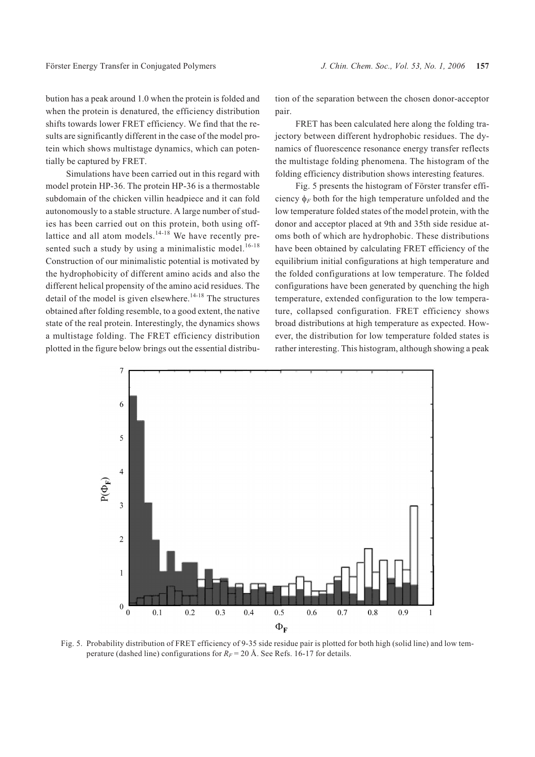bution has a peak around 1.0 when the protein is folded and when the protein is denatured, the efficiency distribution shifts towards lower FRET efficiency. We find that the results are significantly different in the case of the model protein which shows multistage dynamics, which can potentially be captured by FRET.

Simulations have been carried out in this regard with model protein HP-36. The protein HP-36 is a thermostable subdomain of the chicken villin headpiece and it can fold autonomously to a stable structure. A large number of studies has been carried out on this protein, both using off-lattice and all atom models.[14-18] We have recently presented such a study by using a minimalistic model.[16-18] Construction of our minimalistic potential is motivated by the hydrophobicity of different amino acids and also the different helical propensity of the amino acid residues. The detail of the model is given elsewhere.[14-18] The structures obtained after folding resemble, to a good extent, the native state of the real protein. Interestingly, the dynamics shows a multistage folding. The FRET efficiency distribution plotted in the figure below brings out the essential distribution of the separation between the chosen donor-acceptor pair.

FRET has been calculated here along the folding trajectory between different hydrophobic residues. The dynamics of fluorescence resonance energy transfer reflects the multistage folding phenomena. The histogram of the folding efficiency distribution shows interesting features.

Fig. 5 presents the histogram of Förster transfer efficiency $\phi_F$ both for the high temperature unfolded and the low temperature folded states of the model protein, with the donor and acceptor placed at 9th and 35th side residue atoms both of which are hydrophobic. These distributions have been obtained by calculating FRET efficiency of the equilibrium initial configurations at high temperature and the folded configurations at low temperature. The folded configurations have been generated by quenching the high temperature, extended configuration to the low temperature, collapsed configuration. FRET efficiency shows broad distributions at high temperature as expected. However, the distribution for low temperature folded states is rather interesting. This histogram, although showing a peak

Fig. 5. Probability distribution of FRET efficiency of 9-35 side residue pair is plotted for both high (solid line) and low temperature (dashed line) configurations for $R_F$ = 20 Å. See Refs. 16-17 for details.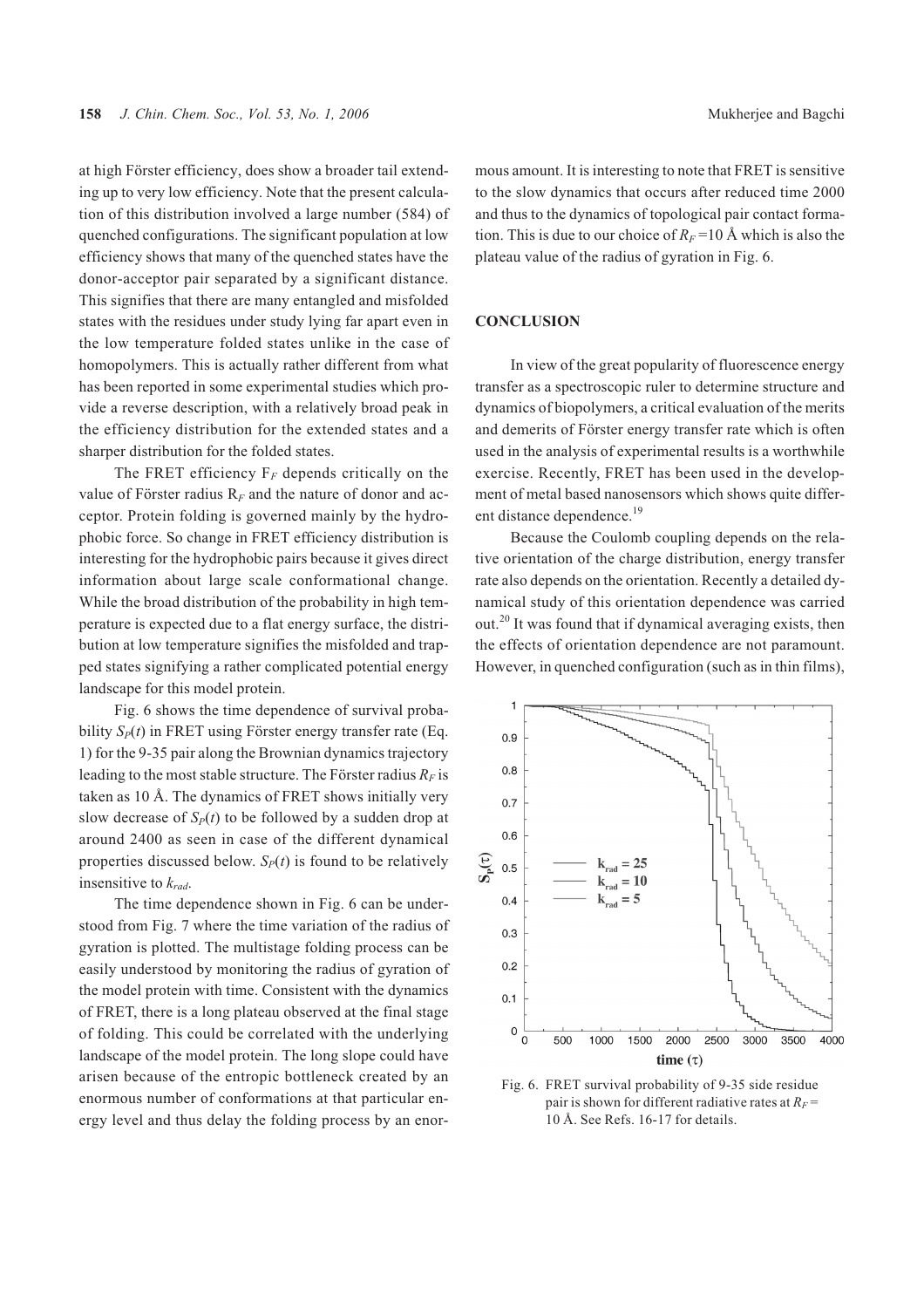at high Förster efficiency, does show a broader tail extending up to very low efficiency. Note that the present calculation of this distribution involved a large number (584) of quenched configurations. The significant population at low efficiency shows that many of the quenched states have the donor-acceptor pair separated by a significant distance. This signifies that there are many entangled and misfolded states with the residues under study lying far apart even in the low temperature folded states unlike in the case of homopolymers. This is actually rather different from what has been reported in some experimental studies which provide a reverse description, with a relatively broad peak in the efficiency distribution for the extended states and a sharper distribution for the folded states.

The FRET efficiency $F_F$ depends critically on the value of Förster radius $R_F$ and the nature of donor and acceptor. Protein folding is governed mainly by the hydrophobic force. So change in FRET efficiency distribution is interesting for the hydrophobic pairs because it gives direct information about large scale conformational change. While the broad distribution of the probability in high temperature is expected due to a flat energy surface, the distribution at low temperature signifies the misfolded and trapped states signifying a rather complicated potential energy landscape for this model protein.

Fig. 6 shows the time dependence of survival probability $S_P(t)$ in FRET using Förster energy transfer rate (Eq. 1) for the 9-35 pair along the Brownian dynamics trajectory leading to the most stable structure. The Förster radius $R_F$ is taken as 10 Å. The dynamics of FRET shows initially very slow decrease of $S_P(t)$ to be followed by a sudden drop at around 2400 as seen in case of the different dynamical properties discussed below. $S_P(t)$ is found to be relatively insensitive to $k_{rad}$.

The time dependence shown in Fig. 6 can be understood from Fig. 7 where the time variation of the radius of gyration is plotted. The multistage folding process can be easily understood by monitoring the radius of gyration of the model protein with time. Consistent with the dynamics of FRET, there is a long plateau observed at the final stage of folding. This could be correlated with the underlying landscape of the model protein. The long slope could have arisen because of the entropic bottleneck created by an enormous number of conformations at that particular energy level and thus delay the folding process by an enormous amount. It is interesting to note that FRET is sensitive to the slow dynamics that occurs after reduced time 2000 and thus to the dynamics of topological pair contact formation. This is due to our choice of $R_F = 10$ Å which is also the plateau value of the radius of gyration in Fig. 6.

## CONCLUSION

In view of the great popularity of fluorescence energy transfer as a spectroscopic ruler to determine structure and dynamics of biopolymers, a critical evaluation of the merits and demerits of Förster energy transfer rate which is often used in the analysis of experimental results is a worthwhile exercise. Recently, FRET has been used in the development of metal based nanosensors which shows quite different distance dependence.[19]

Because the Coulomb coupling depends on the relative orientation of the charge distribution, energy transfer rate also depends on the orientation. Recently a detailed dynamical study of this orientation dependence was carried out.[20] It was found that if dynamical averaging exists, then the effects of orientation dependence are not paramount. However, in quenched configuration (such as in thin films),

Fig. 6. FRET survival probability of 9-35 side residue pair is shown for different radiative rates at $R_F$ = 10 Å. See Refs. 16-17 for details.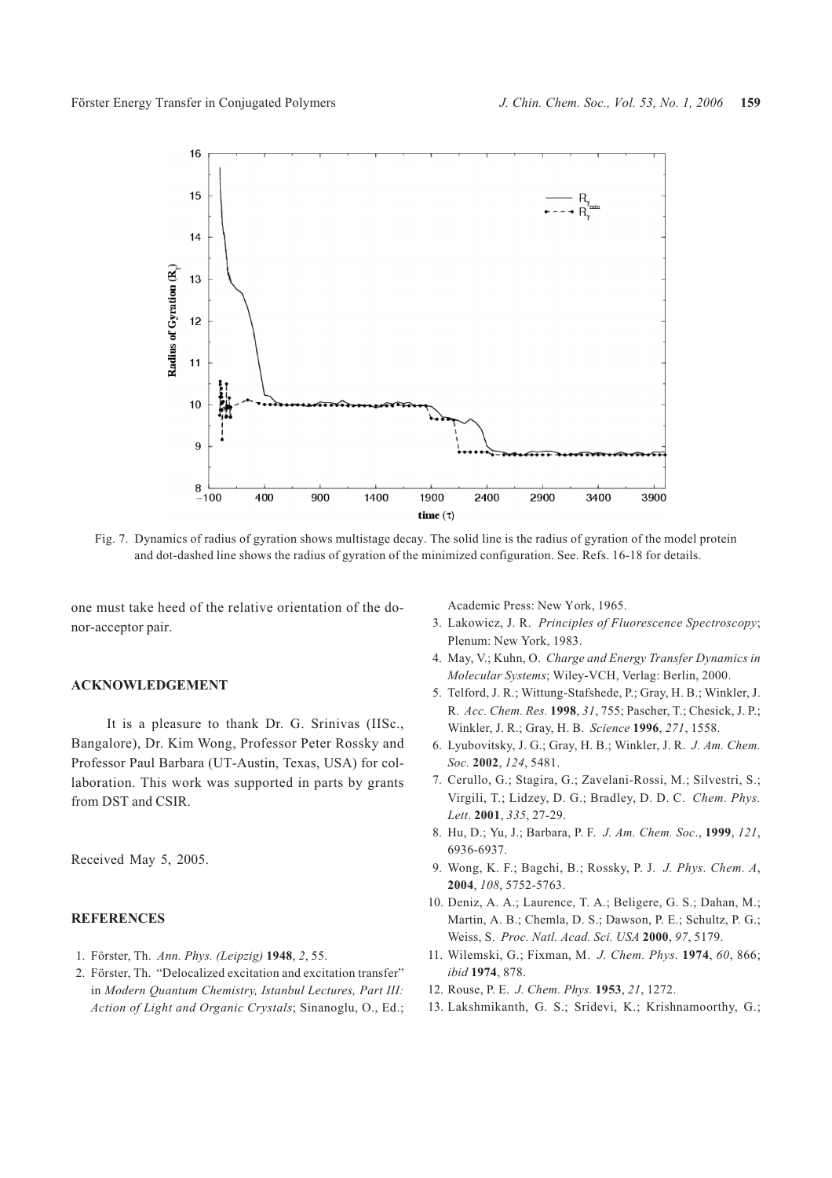Fig. 7. Dynamics of radius of gyration shows multistage decay. The solid line is the radius of gyration of the model protein and dot-dashed line shows the radius of gyration of the minimized configuration. See. Refs. 16-18 for details.

one must take heed of the relative orientation of the donor-acceptor pair.

## ACKNOWLEDGEMENT

It is a pleasure to thank Dr. G. Srinivas (IISc., Bangalore), Dr. Kim Wong, Professor Peter Rossky and Professor Paul Barbara (UT-Austin, Texas, USA) for collaboration. This work was supported in parts by grants from DST and CSIR.

Received May 5, 2005.

## REFERENCES

1. Förster, Th. *Ann. Phys. (Leipzig)* **1948**, *2*, 55.
2. Förster, Th. "Delocalized excitation and excitation transfer" in *Modern Quantum Chemistry, Istanbul Lectures, Part III: Action of Light and Organic Crystals*; Sinanoglu, O., Ed.; Academic Press: New York, 1965.
3. Lakowicz, J. R. *Principles of Fluorescence Spectroscopy*; Plenum: New York, 1983.
4. May, V.; Kuhn, O. *Charge and Energy Transfer Dynamics in Molecular Systems*; Wiley-VCH, Verlag: Berlin, 2000.
5. Telford, J. R.; Wittung-Stafshede, P.; Gray, H. B.; Winkler, J. R. *Acc. Chem. Res.* **1998**, *31*, 755; Pascher, T.; Chesick, J. P.; Winkler, J. R.; Gray, H. B. *Science* **1996**, *271*, 1558.
6. Lyubovitsky, J. G.; Gray, H. B.; Winkler, J. R. *J. Am. Chem. Soc.* **2002**, *124*, 5481.
7. Cerullo, G.; Stagira, G.; Zavelani-Rossi, M.; Silvestri, S.; Virgili, T.; Lidzey, D. G.; Bradley, D. D. C. *Chem. Phys. Lett*. **2001**, *335*, 27-29.
8. Hu, D.; Yu, J.; Barbara, P. F. *J. Am. Chem. Soc*., **1999**, *121*, 6936-6937.
9. Wong, K. F.; Bagchi, B.; Rossky, P. J. *J. Phys. Chem. A*, **2004**, *108*, 5752-5763.
10. Deniz, A. A.; Laurence, T. A.; Beligere, G. S.; Dahan, M.; Martin, A. B.; Chemla, D. S.; Dawson, P. E.; Schultz, P. G.; Weiss, S. *Proc. Natl. Acad. Sci. USA* **2000**, *97*, 5179.
11. Wilemski, G.; Fixman, M. *J. Chem. Phys.* **1974**, *60*, 866; *ibid* **1974**, 878.
12. Rouse, P. E. *J. Chem. Phys.* **1953**, *21*, 1272.
13. Lakshmikanth, G. S.; Sridevi, K.; Krishnamoorthy, G.;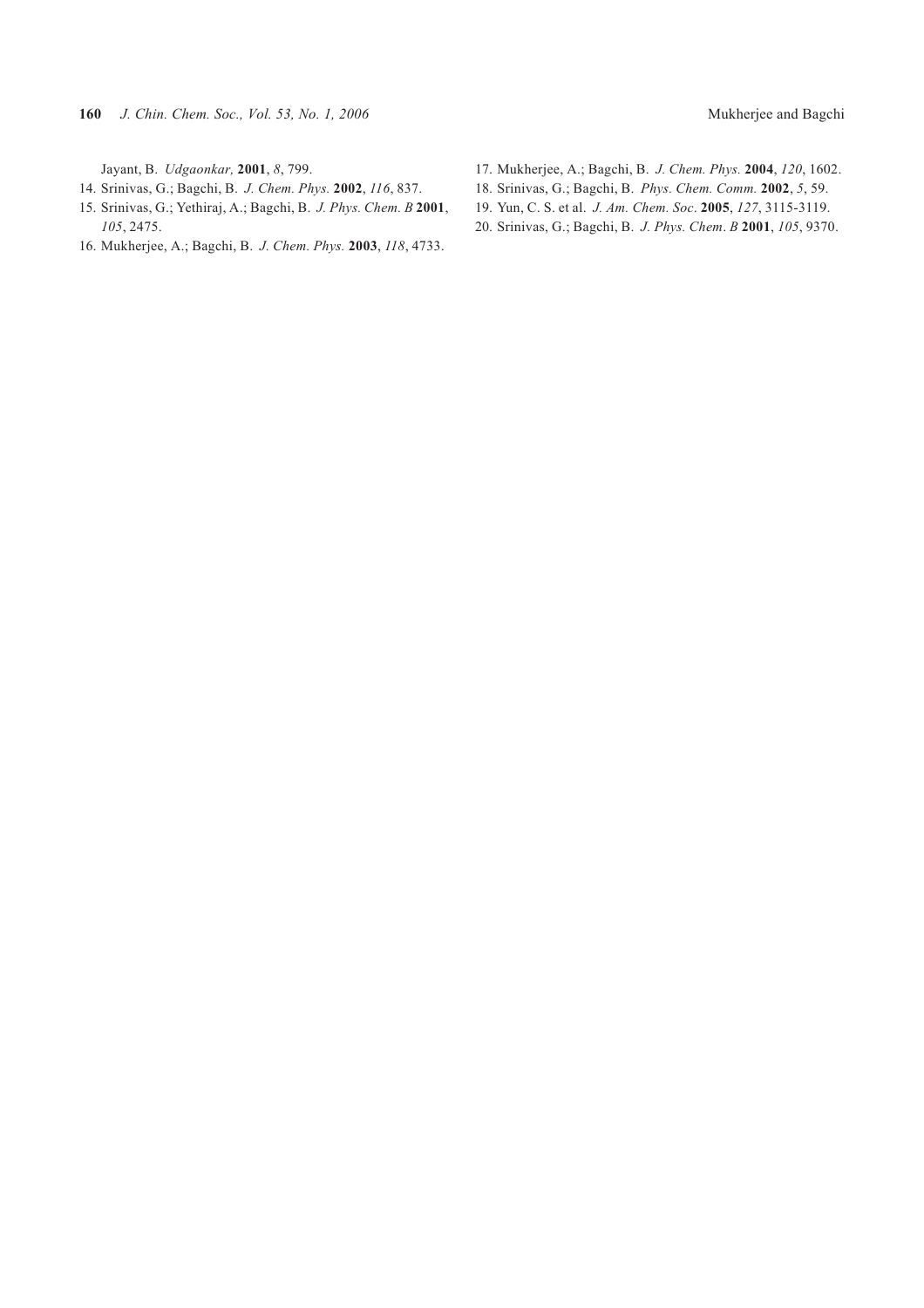Jayant, B. *Udgaonkar,* **2001**, *8*, 799.

14. Srinivas, G.; Bagchi, B. *J. Chem. Phys.* **2002**, *116*, 837.
15. Srinivas, G.; Yethiraj, A.; Bagchi, B. *J. Phys. Chem. B* **2001**, *105*, 2475.
16. Mukherjee, A.; Bagchi, B. *J. Chem. Phys.* **2003**, *118*, 4733.
17. Mukherjee, A.; Bagchi, B. *J. Chem. Phys.* **2004**, *120*, 1602.
18. Srinivas, G.; Bagchi, B. *Phys. Chem. Comm.* **2002**, *5*, 59.
19. Yun, C. S. et al. *J. Am. Chem. Soc*. **2005**, *127*, 3115-3119.
20. Srinivas, G.; Bagchi, B. *J. Phys. Chem. B* **2001**, *105*, 9370.